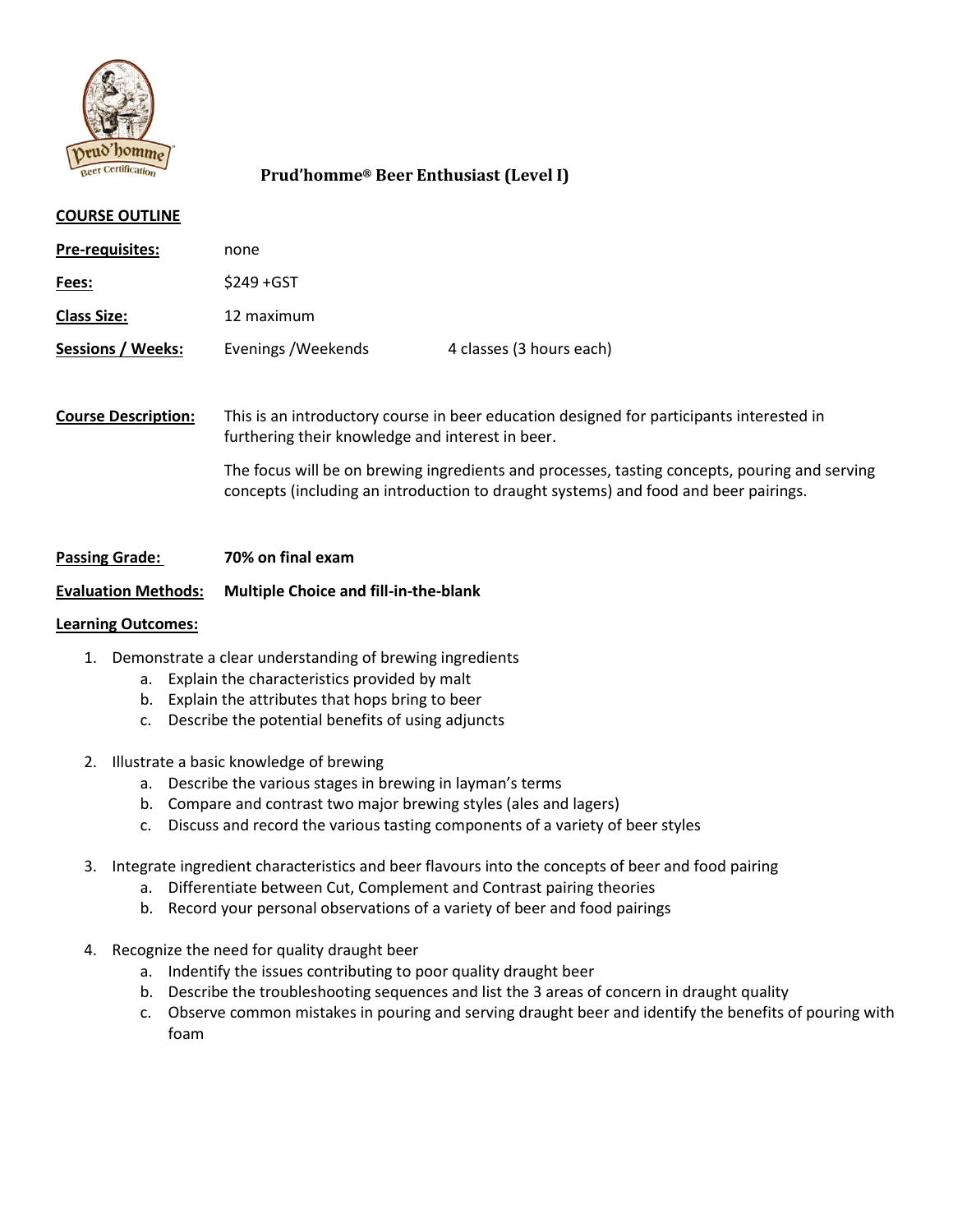# Prud'homme® Beer Enthusiast (Level I)

**COURSE OUTLINE**

**Pre-requisites:** none

**Fees:** $249 +GST

**Class Size:** 12 maximum

**Sessions / Weeks:** Evenings /Weekends 4 classes (3 hours each)

**Course Description:** This is an introductory course in beer education designed for participants interested in furthering their knowledge and interest in beer.

The focus will be on brewing ingredients and processes, tasting concepts, pouring and serving concepts (including an introduction to draught systems) and food and beer pairings.

**Passing Grade:** **70% on final exam**

**Evaluation Methods:** **Multiple Choice and fill-in-the-blank**

**Learning Outcomes:**

1. Demonstrate a clear understanding of brewing ingredients
   a. Explain the characteristics provided by malt
   b. Explain the attributes that hops bring to beer
   c. Describe the potential benefits of using adjuncts

2. Illustrate a basic knowledge of brewing
   a. Describe the various stages in brewing in layman's terms
   b. Compare and contrast two major brewing styles (ales and lagers)
   c. Discuss and record the various tasting components of a variety of beer styles

3. Integrate ingredient characteristics and beer flavours into the concepts of beer and food pairing
   a. Differentiate between Cut, Complement and Contrast pairing theories
   b. Record your personal observations of a variety of beer and food pairings

4. Recognize the need for quality draught beer
   a. Indentify the issues contributing to poor quality draught beer
   b. Describe the troubleshooting sequences and list the 3 areas of concern in draught quality
   c. Observe common mistakes in pouring and serving draught beer and identify the benefits of pouring with foam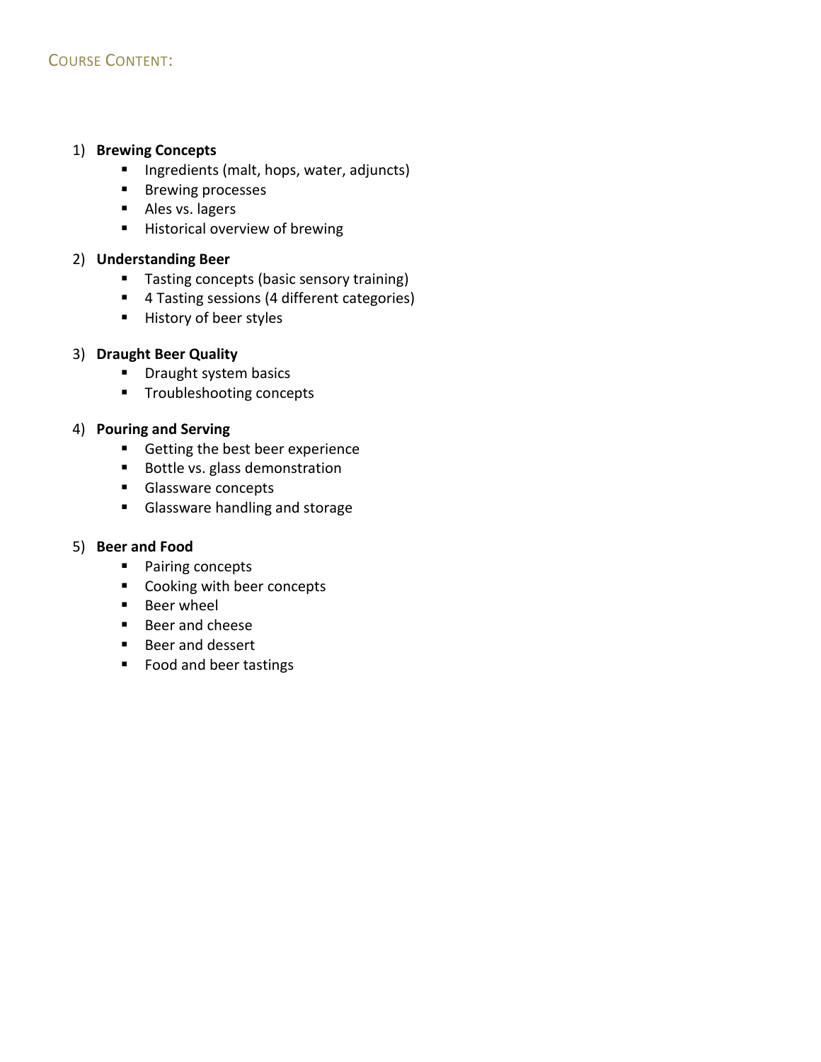## Course Content:

1) **Brewing Concepts**
    - Ingredients (malt, hops, water, adjuncts)
    - Brewing processes
    - Ales vs. lagers
    - Historical overview of brewing

2) **Understanding Beer**
    - Tasting concepts (basic sensory training)
    - 4 Tasting sessions (4 different categories)
    - History of beer styles

3) **Draught Beer Quality**
    - Draught system basics
    - Troubleshooting concepts

4) **Pouring and Serving**
    - Getting the best beer experience
    - Bottle vs. glass demonstration
    - Glassware concepts
    - Glassware handling and storage

5) **Beer and Food**
    - Pairing concepts
    - Cooking with beer concepts
    - Beer wheel
    - Beer and cheese
    - Beer and dessert
    - Food and beer tastings